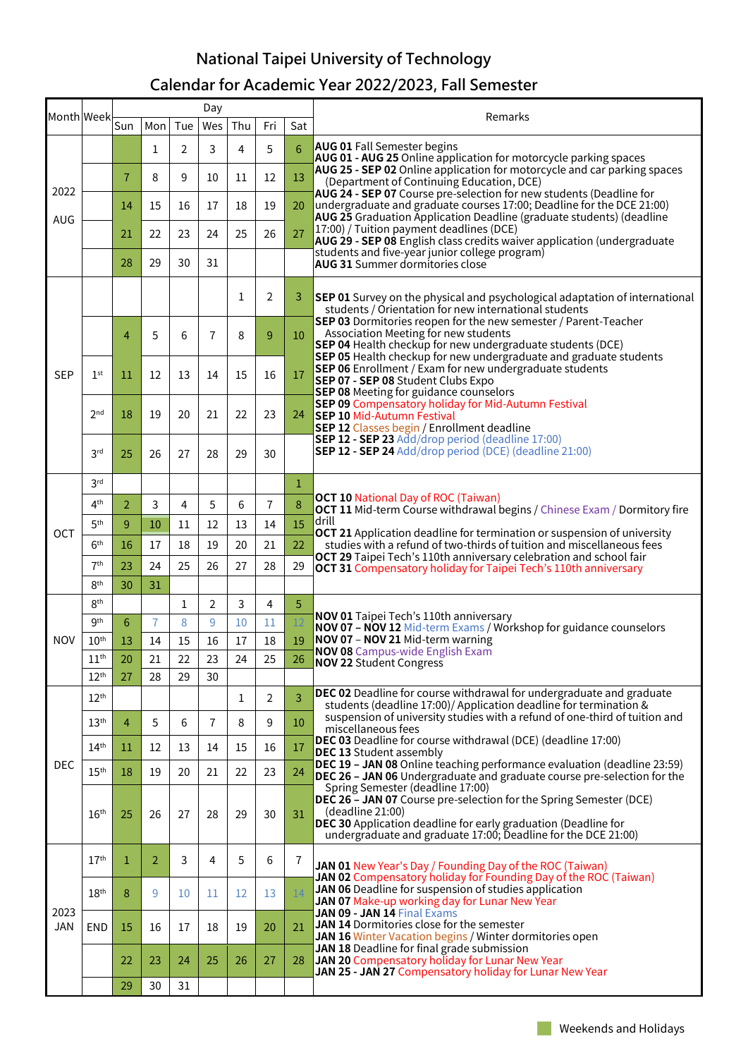# National Taipei University of Technology

## Calendar for Academic Year 2022/2023, Fall Semester

| Month | Week | Sun | Mon | Tue | Wes | Thu | Fri | Sat | Remarks |
|---|---|---|---|---|---|---|---|---|---|
| 2022 AUG | | | 1 | 2 | 3 | 4 | 5 | 6 | **AUG 01** Fall Semester begins<br>**AUG 01 - AUG 25** Online application for motorcycle parking spaces<br>**AUG 25 - SEP 02** Online application for motorcycle and car parking spaces (Department of Continuing Education, DCE)<br>**AUG 24 - SEP 07** Course pre-selection for new students (Deadline for undergraduate and graduate courses 17:00; Deadline for the DCE 21:00)<br>**AUG 25** Graduation Application Deadline (graduate students) (deadline 17:00) / Tuition payment deadlines (DCE)<br>**AUG 29 - SEP 08** English class credits waiver application (undergraduate students and five-year junior college program)<br>**AUG 31** Summer dormitories close |
| | | 7 | 8 | 9 | 10 | 11 | 12 | 13 | |
| | | 14 | 15 | 16 | 17 | 18 | 19 | 20 | |
| | | 21 | 22 | 23 | 24 | 25 | 26 | 27 | |
| | | 28 | 29 | 30 | 31 | | | | |
| SEP | | | | | | 1 | 2 | 3 | **SEP 01** Survey on the physical and psychological adaptation of international students / Orientation for new international students<br>**SEP 03** Dormitories reopen for the new semester / Parent-Teacher Association Meeting for new students<br>**SEP 04** Health checkup for new undergraduate students (DCE)<br>**SEP 05** Health checkup for new undergraduate and graduate students<br>**SEP 06** Enrollment / Exam for new undergraduate students<br>**SEP 07 - SEP 08** Student Clubs Expo<br>**SEP 08** Meeting for guidance counselors<br>**SEP 09** Compensatory holiday for Mid-Autumn Festival<br>**SEP 10** Mid-Autumn Festival<br>**SEP 12** Classes begin / Enrollment deadline<br>**SEP 12 - SEP 23** Add/drop period (deadline 17:00)<br>**SEP 12 - SEP 24** Add/drop period (DCE) (deadline 21:00) |
| | | 4 | 5 | 6 | 7 | 8 | 9 | 10 | |
| | 1st | 11 | 12 | 13 | 14 | 15 | 16 | 17 | |
| | 2nd | 18 | 19 | 20 | 21 | 22 | 23 | 24 | |
| | 3rd | 25 | 26 | 27 | 28 | 29 | 30 | | |
| OCT | 3rd | | | | | | | 1 | **OCT 10** National Day of ROC (Taiwan)<br>**OCT 11** Mid-term Course withdrawal begins / Chinese Exam / Dormitory fire drill<br>**OCT 21** Application deadline for termination or suspension of university studies with a refund of two-thirds of tuition and miscellaneous fees<br>**OCT 29** Taipei Tech's 110th anniversary celebration and school fair<br>**OCT 31** Compensatory holiday for Taipei Tech's 110th anniversary |
| | 4th | 2 | 3 | 4 | 5 | 6 | 7 | 8 | |
| | 5th | 9 | 10 | 11 | 12 | 13 | 14 | 15 | |
| | 6th | 16 | 17 | 18 | 19 | 20 | 21 | 22 | |
| | 7th | 23 | 24 | 25 | 26 | 27 | 28 | 29 | |
| | 8th | 30 | 31 | | | | | | |
| NOV | 8th | | | 1 | 2 | 3 | 4 | 5 | **NOV 01** Taipei Tech's 110th anniversary<br>**NOV 07 – NOV 12** Mid-term Exams / Workshop for guidance counselors<br>**NOV 07** – **NOV 21** Mid-term warning<br>**NOV 08** Campus-wide English Exam<br>**NOV 22** Student Congress |
| | 9th | 6 | 7 | 8 | 9 | 10 | 11 | 12 | |
| | 10th | 13 | 14 | 15 | 16 | 17 | 18 | 19 | |
| | 11th | 20 | 21 | 22 | 23 | 24 | 25 | 26 | |
| | 12th | 27 | 28 | 29 | 30 | | | | |
| DEC | 12th | | | | | 1 | 2 | 3 | **DEC 02** Deadline for course withdrawal for undergraduate and graduate students (deadline 17:00)/ Application deadline for termination & suspension of university studies with a refund of one-third of tuition and miscellaneous fees<br>**DEC 03** Deadline for course withdrawal (DCE) (deadline 17:00)<br>**DEC 13** Student assembly<br>**DEC 19 – JAN 08** Online teaching performance evaluation (deadline 23:59)<br>**DEC 26 – JAN 06** Undergraduate and graduate course pre-selection for the Spring Semester (deadline 17:00)<br>**DEC 26 – JAN 07** Course pre-selection for the Spring Semester (DCE) (deadline 21:00)<br>**DEC 30** Application deadline for early graduation (Deadline for undergraduate and graduate 17:00; Deadline for the DCE 21:00) |
| | 13th | 4 | 5 | 6 | 7 | 8 | 9 | 10 | |
| | 14th | 11 | 12 | 13 | 14 | 15 | 16 | 17 | |
| | 15th | 18 | 19 | 20 | 21 | 22 | 23 | 24 | |
| | 16th | 25 | 26 | 27 | 28 | 29 | 30 | 31 | |
| 2023 JAN | 17th | 1 | 2 | 3 | 4 | 5 | 6 | 7 | **JAN 01** New Year's Day / Founding Day of the ROC (Taiwan)<br>**JAN 02** Compensatory holiday for Founding Day of the ROC (Taiwan)<br>**JAN 06** Deadline for suspension of studies application<br>**JAN 07** Make-up working day for Lunar New Year<br>**JAN 09 - JAN 14** Final Exams<br>**JAN 14** Dormitories close for the semester<br>**JAN 16** Winter Vacation begins / Winter dormitories open<br>**JAN 18** Deadline for final grade submission<br>**JAN 20** Compensatory holiday for Lunar New Year<br>**JAN 25 - JAN 27** Compensatory holiday for Lunar New Year |
| | 18th | 8 | 9 | 10 | 11 | 12 | 13 | 14 | |
| | END | 15 | 16 | 17 | 18 | 19 | 20 | 21 | |
| | | 22 | 23 | 24 | 25 | 26 | 27 | 28 | |
| | | 29 | 30 | 31 | | | | | |

Weekends and Holidays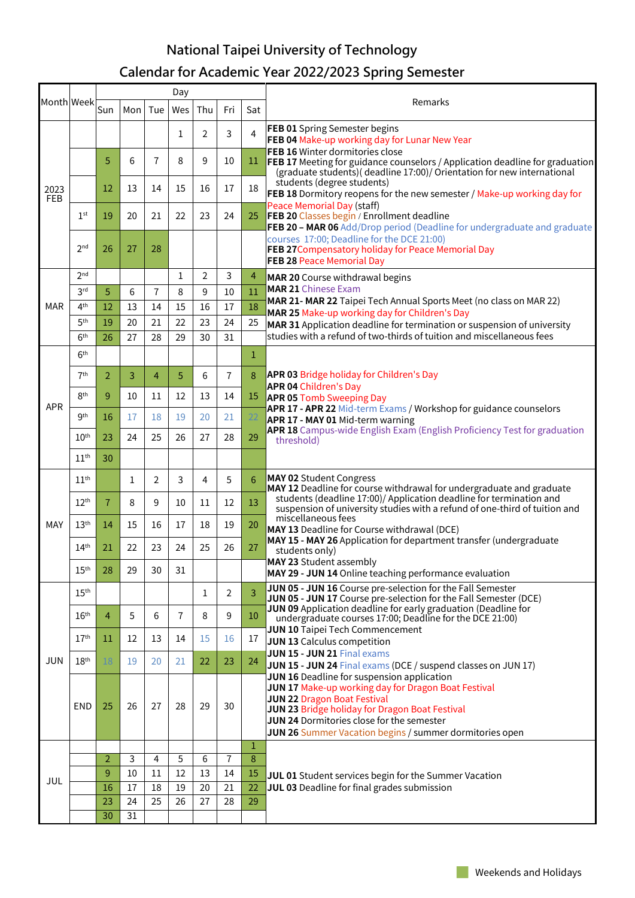# National Taipei University of Technology

## Calendar for Academic Year 2022/2023 Spring Semester

| Month | Week | Sun | Mon | Tue | Wes | Thu | Fri | Sat | Remarks |
|---|---|---|---|---|---|---|---|---|---|
| 2023 FEB | | | | | 1 | 2 | 3 | 4 | **FEB 01** Spring Semester begins<br>**FEB 04** Make-up working day for Lunar New Year<br>**FEB 16** Winter dormitories close<br>**FEB 17** Meeting for guidance counselors / Application deadline for graduation (graduate students)( deadline 17:00)/ Orientation for new international students (degree students)<br>**FEB 18** Dormitory reopens for the new semester / Make-up working day for Peace Memorial Day (staff)<br>**FEB 20** Classes begin / Enrollment deadline<br>**FEB 20 – MAR 06** Add/Drop period (Deadline for undergraduate and graduate courses 17:00; Deadline for the DCE 21:00)<br>**FEB 27** Compensatory holiday for Peace Memorial Day<br>**FEB 28** Peace Memorial Day |
| | | 5 | 6 | 7 | 8 | 9 | 10 | 11 | |
| | | 12 | 13 | 14 | 15 | 16 | 17 | 18 | |
| | 1st | 19 | 20 | 21 | 22 | 23 | 24 | 25 | |
| | 2nd | 26 | 27 | 28 | | | | | |
| MAR | 2nd | | | | 1 | 2 | 3 | 4 | **MAR 20** Course withdrawal begins<br>**MAR 21** Chinese Exam<br>**MAR 21- MAR 22** Taipei Tech Annual Sports Meet (no class on MAR 22)<br>**MAR 25** Make-up working day for Children's Day<br>**MAR 31** Application deadline for termination or suspension of university studies with a refund of two-thirds of tuition and miscellaneous fees |
| | 3rd | 5 | 6 | 7 | 8 | 9 | 10 | 11 | |
| | 4th | 12 | 13 | 14 | 15 | 16 | 17 | 18 | |
| | 5th | 19 | 20 | 21 | 22 | 23 | 24 | 25 | |
| | 6th | 26 | 27 | 28 | 29 | 30 | 31 | | |
| APR | 6th | | | | | | | 1 | **APR 03** Bridge holiday for Children's Day<br>**APR 04** Children's Day<br>**APR 05** Tomb Sweeping Day<br>**APR 17 - APR 22** Mid-term Exams / Workshop for guidance counselors<br>**APR 17 - MAY 01** Mid-term warning<br>**APR 18** Campus-wide English Exam (English Proficiency Test for graduation threshold) |
| | 7th | 2 | 3 | 4 | 5 | 6 | 7 | 8 | |
| | 8th | 9 | 10 | 11 | 12 | 13 | 14 | 15 | |
| | 9th | 16 | 17 | 18 | 19 | 20 | 21 | 22 | |
| | 10th | 23 | 24 | 25 | 26 | 27 | 28 | 29 | |
| | 11th | 30 | | | | | | | |
| MAY | 11th | | 1 | 2 | 3 | 4 | 5 | 6 | **MAY 02** Student Congress<br>**MAY 12** Deadline for course withdrawal for undergraduate and graduate students (deadline 17:00)/ Application deadline for termination and suspension of university studies with a refund of one-third of tuition and miscellaneous fees<br>**MAY 13** Deadline for Course withdrawal (DCE)<br>**MAY 15 - MAY 26** Application for department transfer (undergraduate students only)<br>**MAY 23** Student assembly<br>**MAY 29 - JUN 14** Online teaching performance evaluation |
| | 12th | 7 | 8 | 9 | 10 | 11 | 12 | 13 | |
| | 13th | 14 | 15 | 16 | 17 | 18 | 19 | 20 | |
| | 14th | 21 | 22 | 23 | 24 | 25 | 26 | 27 | |
| | 15th | 28 | 29 | 30 | 31 | | | | |
| JUN | 15th | | | | | 1 | 2 | 3 | **JUN 05 - JUN 16** Course pre-selection for the Fall Semester<br>**JUN 05 - JUN 17** Course pre-selection for the Fall Semester (DCE)<br>**JUN 09** Application deadline for early graduation (Deadline for undergraduate courses 17:00; Deadline for the DCE 21:00)<br>**JUN 10** Taipei Tech Commencement<br>**JUN 13** Calculus competition<br>**JUN 15 - JUN 21** Final exams<br>**JUN 15 - JUN 24** Final exams (DCE / suspend classes on JUN 17)<br>**JUN 16** Deadline for suspension application<br>**JUN 17** Make-up working day for Dragon Boat Festival<br>**JUN 22** Dragon Boat Festival<br>**JUN 23** Bridge holiday for Dragon Boat Festival<br>**JUN 24** Dormitories close for the semester<br>**JUN 26** Summer Vacation begins / summer dormitories open |
| | 16th | 4 | 5 | 6 | 7 | 8 | 9 | 10 | |
| | 17th | 11 | 12 | 13 | 14 | 15 | 16 | 17 | |
| | 18th | 18 | 19 | 20 | 21 | 22 | 23 | 24 | |
| | END | 25 | 26 | 27 | 28 | 29 | 30 | | |
| JUL | | | | | | | | 1 | **JUL 01** Student services begin for the Summer Vacation<br>**JUL 03** Deadline for final grades submission |
| | | 2 | 3 | 4 | 5 | 6 | 7 | 8 | |
| | | 9 | 10 | 11 | 12 | 13 | 14 | 15 | |
| | | 16 | 17 | 18 | 19 | 20 | 21 | 22 | |
| | | 23 | 24 | 25 | 26 | 27 | 28 | 29 | |
| | | 30 | 31 | | | | | | |

Weekends and Holidays